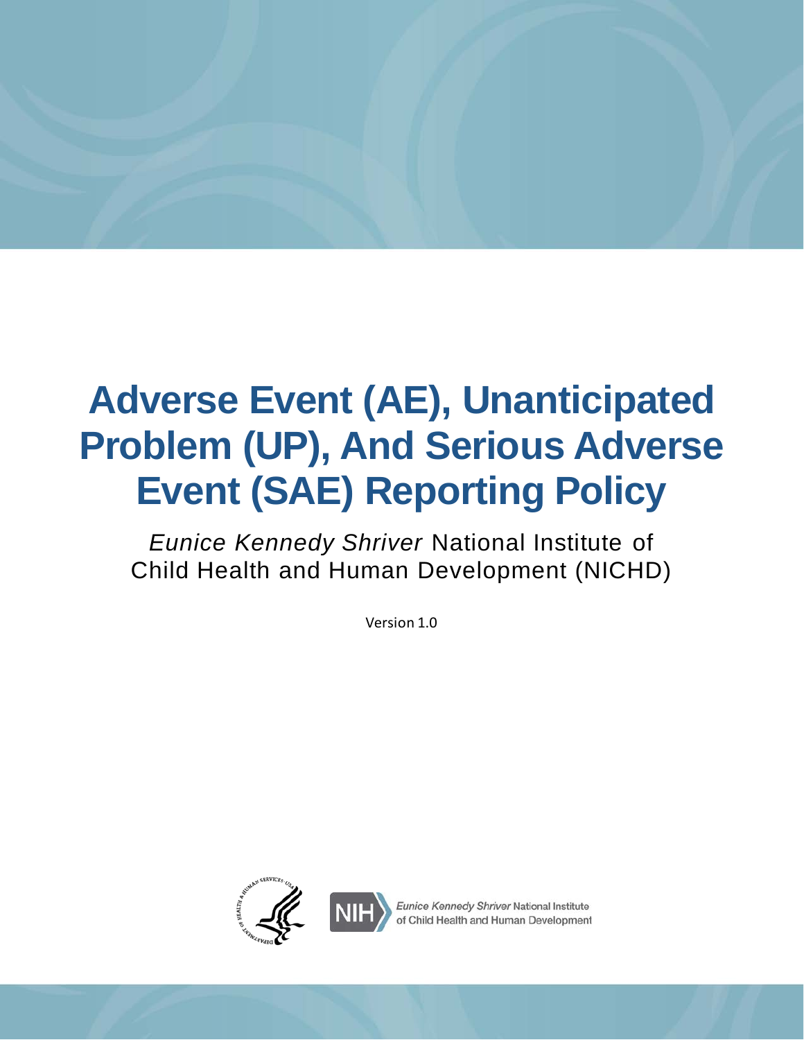# Adverse Event (AE), Unanticipated Problem (UP), And Serious Adverse Event (SAE) Reporting Policy

*Eunice Kennedy Shriver* National Institute of Child Health and Human Development (NICHD)

Version 1.0

*Eunice Kennedy Shriver* National Institute of Child Health and Human Development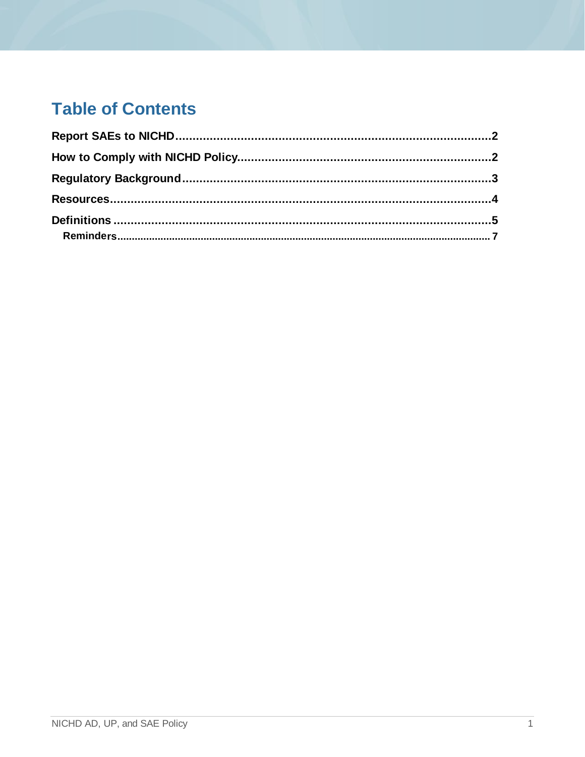# Table of Contents

**Report SAEs to NICHD**.....2

**How to Comply with NICHD Policy**.....2

**Regulatory Background**.....3

**Resources**.....4

**Definitions**.....5

- **Reminders**.....7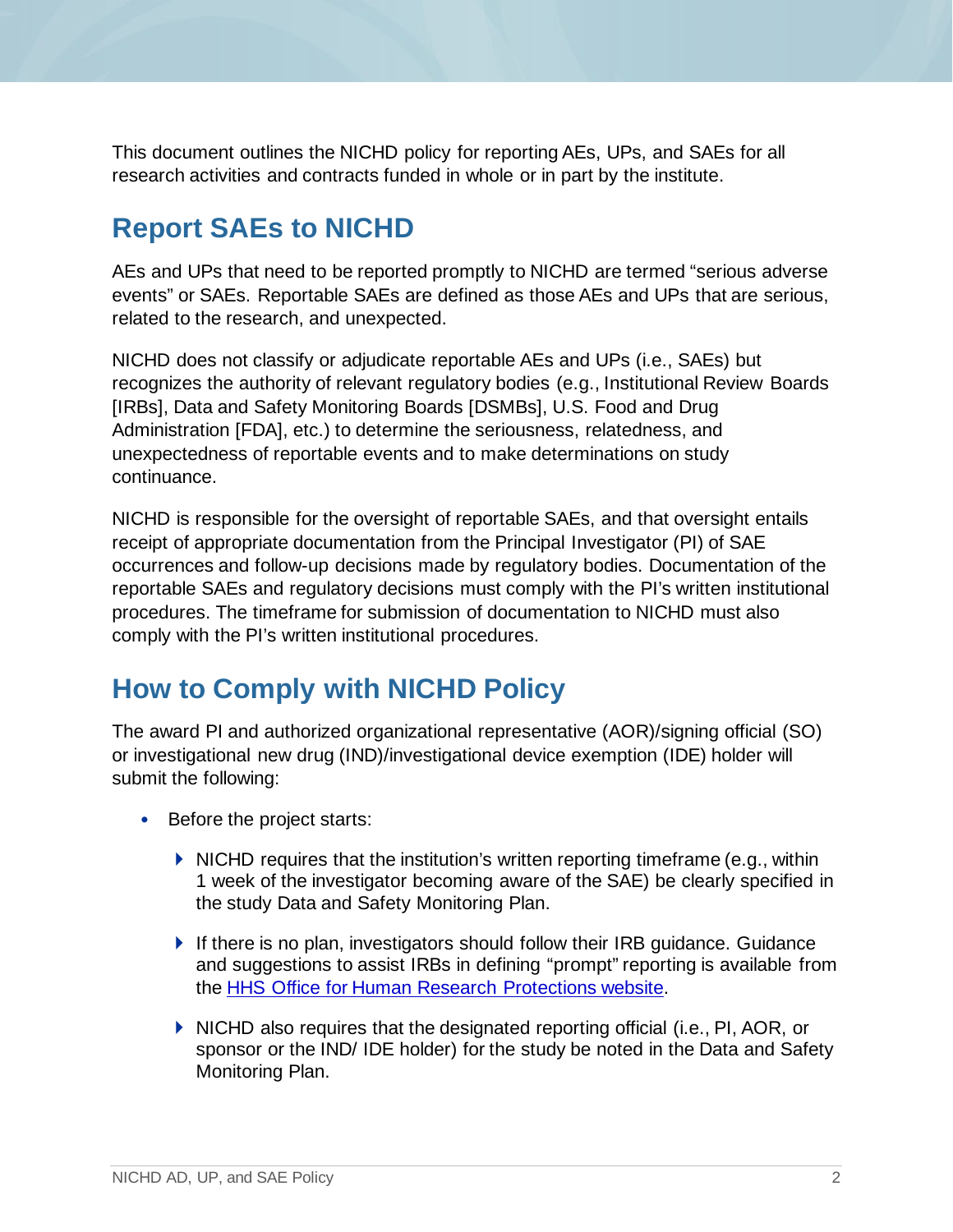This document outlines the NICHD policy for reporting AEs, UPs, and SAEs for all research activities and contracts funded in whole or in part by the institute.

## Report SAEs to NICHD

AEs and UPs that need to be reported promptly to NICHD are termed "serious adverse events" or SAEs. Reportable SAEs are defined as those AEs and UPs that are serious, related to the research, and unexpected.

NICHD does not classify or adjudicate reportable AEs and UPs (i.e., SAEs) but recognizes the authority of relevant regulatory bodies (e.g., Institutional Review Boards [IRBs], Data and Safety Monitoring Boards [DSMBs], U.S. Food and Drug Administration [FDA], etc.) to determine the seriousness, relatedness, and unexpectedness of reportable events and to make determinations on study continuance.

NICHD is responsible for the oversight of reportable SAEs, and that oversight entails receipt of appropriate documentation from the Principal Investigator (PI) of SAE occurrences and follow-up decisions made by regulatory bodies. Documentation of the reportable SAEs and regulatory decisions must comply with the PI's written institutional procedures. The timeframe for submission of documentation to NICHD must also comply with the PI's written institutional procedures.

## How to Comply with NICHD Policy

The award PI and authorized organizational representative (AOR)/signing official (SO) or investigational new drug (IND)/investigational device exemption (IDE) holder will submit the following:

- Before the project starts:
  - NICHD requires that the institution's written reporting timeframe (e.g., within 1 week of the investigator becoming aware of the SAE) be clearly specified in the study Data and Safety Monitoring Plan.
  - If there is no plan, investigators should follow their IRB guidance. Guidance and suggestions to assist IRBs in defining "prompt" reporting is available from the HHS Office for Human Research Protections website.
  - NICHD also requires that the designated reporting official (i.e., PI, AOR, or sponsor or the IND/ IDE holder) for the study be noted in the Data and Safety Monitoring Plan.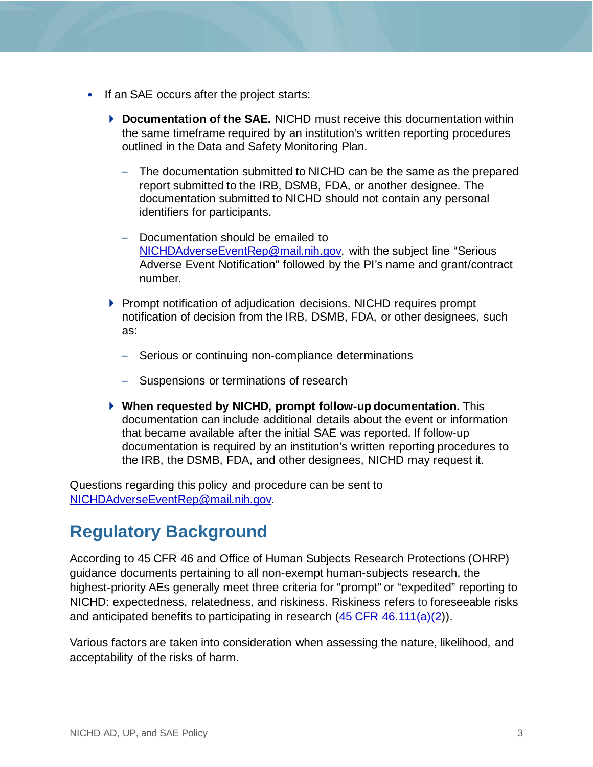- If an SAE occurs after the project starts:
  - **Documentation of the SAE.** NICHD must receive this documentation within the same timeframe required by an institution's written reporting procedures outlined in the Data and Safety Monitoring Plan.
    - The documentation submitted to NICHD can be the same as the prepared report submitted to the IRB, DSMB, FDA, or another designee. The documentation submitted to NICHD should not contain any personal identifiers for participants.
    - Documentation should be emailed to [NICHDAdverseEventRep@mail.nih.gov](mailto:NICHDAdverseEventRep@mail.nih.gov), with the subject line "Serious Adverse Event Notification" followed by the PI's name and grant/contract number.
  - Prompt notification of adjudication decisions. NICHD requires prompt notification of decision from the IRB, DSMB, FDA, or other designees, such as:
    - Serious or continuing non-compliance determinations
    - Suspensions or terminations of research
  - **When requested by NICHD, prompt follow-up documentation.** This documentation can include additional details about the event or information that became available after the initial SAE was reported. If follow-up documentation is required by an institution's written reporting procedures to the IRB, the DSMB, FDA, and other designees, NICHD may request it.

Questions regarding this policy and procedure can be sent to [NICHDAdverseEventRep@mail.nih.gov](mailto:NICHDAdverseEventRep@mail.nih.gov).

## Regulatory Background

According to 45 CFR 46 and Office of Human Subjects Research Protections (OHRP) guidance documents pertaining to all non-exempt human-subjects research, the highest-priority AEs generally meet three criteria for "prompt" or "expedited" reporting to NICHD: expectedness, relatedness, and riskiness. Riskiness refers to foreseeable risks and anticipated benefits to participating in research ([45 CFR 46.111(a)(2)]).

Various factors are taken into consideration when assessing the nature, likelihood, and acceptability of the risks of harm.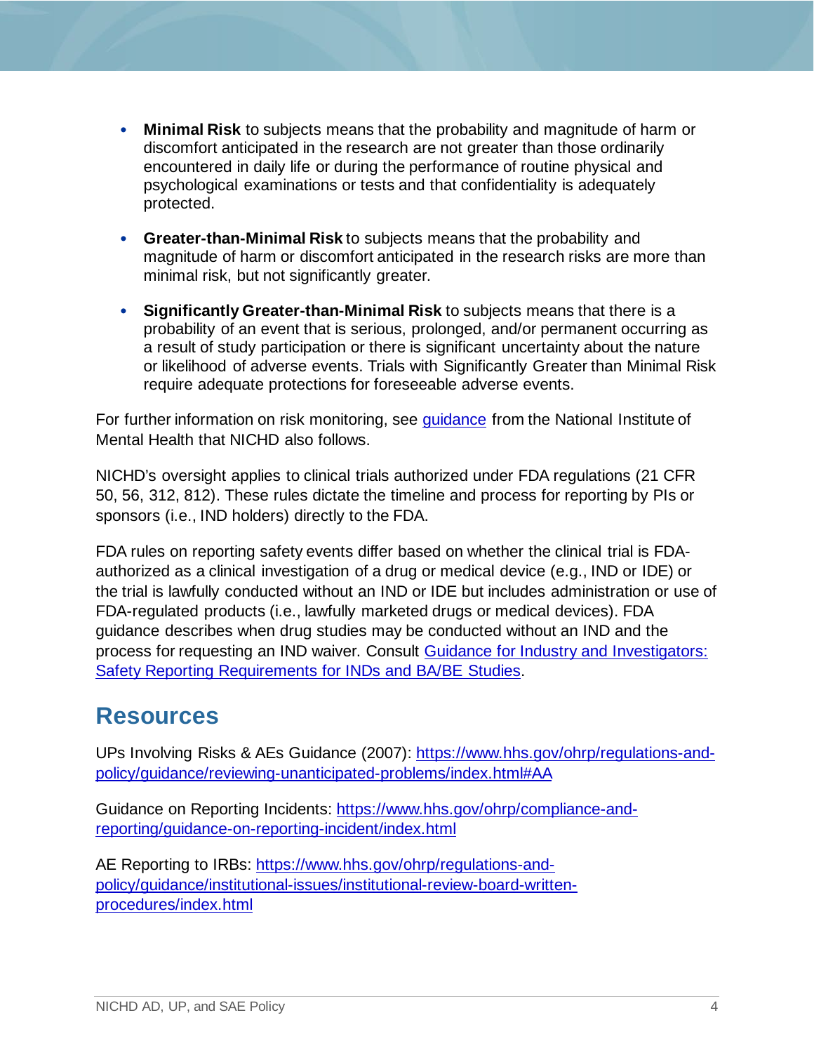- **Minimal Risk** to subjects means that the probability and magnitude of harm or discomfort anticipated in the research are not greater than those ordinarily encountered in daily life or during the performance of routine physical and psychological examinations or tests and that confidentiality is adequately protected.

- **Greater-than-Minimal Risk** to subjects means that the probability and magnitude of harm or discomfort anticipated in the research risks are more than minimal risk, but not significantly greater.

- **Significantly Greater-than-Minimal Risk** to subjects means that there is a probability of an event that is serious, prolonged, and/or permanent occurring as a result of study participation or there is significant uncertainty about the nature or likelihood of adverse events. Trials with Significantly Greater than Minimal Risk require adequate protections for foreseeable adverse events.

For further information on risk monitoring, see [guidance]() from the National Institute of Mental Health that NICHD also follows.

NICHD's oversight applies to clinical trials authorized under FDA regulations (21 CFR 50, 56, 312, 812). These rules dictate the timeline and process for reporting by PIs or sponsors (i.e., IND holders) directly to the FDA.

FDA rules on reporting safety events differ based on whether the clinical trial is FDA-authorized as a clinical investigation of a drug or medical device (e.g., IND or IDE) or the trial is lawfully conducted without an IND or IDE but includes administration or use of FDA-regulated products (i.e., lawfully marketed drugs or medical devices). FDA guidance describes when drug studies may be conducted without an IND and the process for requesting an IND waiver. Consult [Guidance for Industry and Investigators: Safety Reporting Requirements for INDs and BA/BE Studies]().

## Resources

UPs Involving Risks & AEs Guidance (2007): https://www.hhs.gov/ohrp/regulations-and-policy/guidance/reviewing-unanticipated-problems/index.html#AA

Guidance on Reporting Incidents: https://www.hhs.gov/ohrp/compliance-and-reporting/guidance-on-reporting-incident/index.html

AE Reporting to IRBs: https://www.hhs.gov/ohrp/regulations-and-policy/guidance/institutional-issues/institutional-review-board-written-procedures/index.html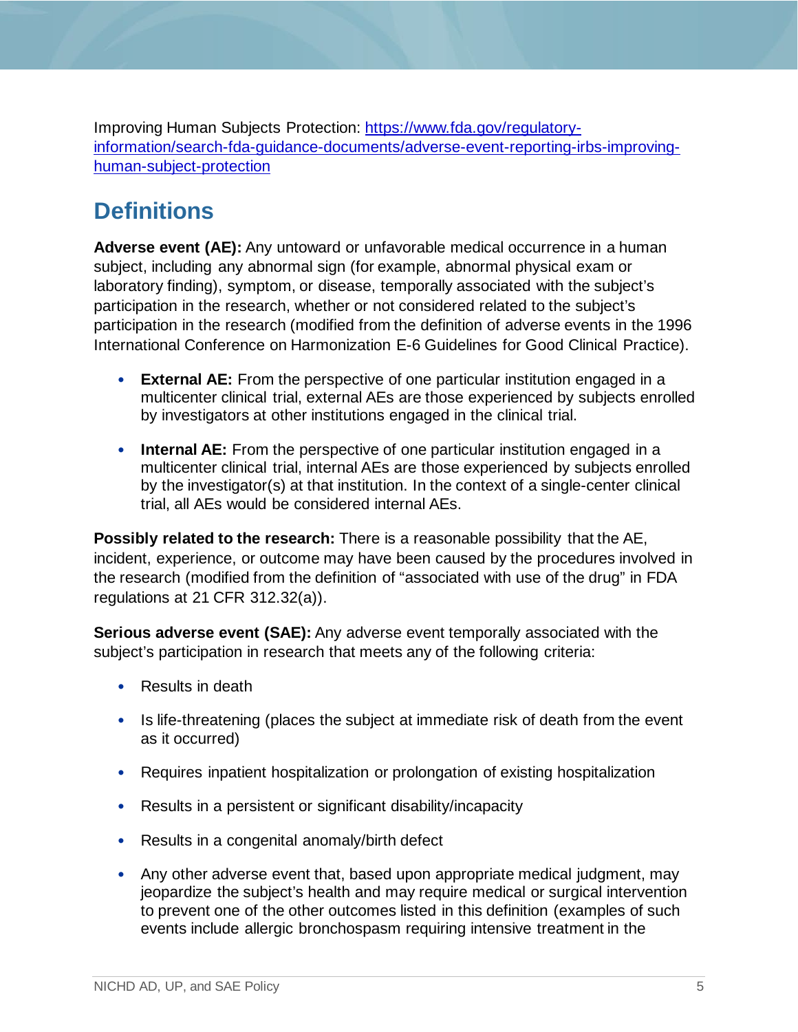Improving Human Subjects Protection: [https://www.fda.gov/regulatory-information/search-fda-guidance-documents/adverse-event-reporting-irbs-improving-human-subject-protection](https://www.fda.gov/regulatory-information/search-fda-guidance-documents/adverse-event-reporting-irbs-improving-human-subject-protection)

## Definitions

**Adverse event (AE):** Any untoward or unfavorable medical occurrence in a human subject, including any abnormal sign (for example, abnormal physical exam or laboratory finding), symptom, or disease, temporally associated with the subject's participation in the research, whether or not considered related to the subject's participation in the research (modified from the definition of adverse events in the 1996 International Conference on Harmonization E-6 Guidelines for Good Clinical Practice).

- **External AE:** From the perspective of one particular institution engaged in a multicenter clinical trial, external AEs are those experienced by subjects enrolled by investigators at other institutions engaged in the clinical trial.
- **Internal AE:** From the perspective of one particular institution engaged in a multicenter clinical trial, internal AEs are those experienced by subjects enrolled by the investigator(s) at that institution. In the context of a single-center clinical trial, all AEs would be considered internal AEs.

**Possibly related to the research:** There is a reasonable possibility that the AE, incident, experience, or outcome may have been caused by the procedures involved in the research (modified from the definition of "associated with use of the drug" in FDA regulations at 21 CFR 312.32(a)).

**Serious adverse event (SAE):** Any adverse event temporally associated with the subject's participation in research that meets any of the following criteria:

- Results in death
- Is life-threatening (places the subject at immediate risk of death from the event as it occurred)
- Requires inpatient hospitalization or prolongation of existing hospitalization
- Results in a persistent or significant disability/incapacity
- Results in a congenital anomaly/birth defect
- Any other adverse event that, based upon appropriate medical judgment, may jeopardize the subject's health and may require medical or surgical intervention to prevent one of the other outcomes listed in this definition (examples of such events include allergic bronchospasm requiring intensive treatment in the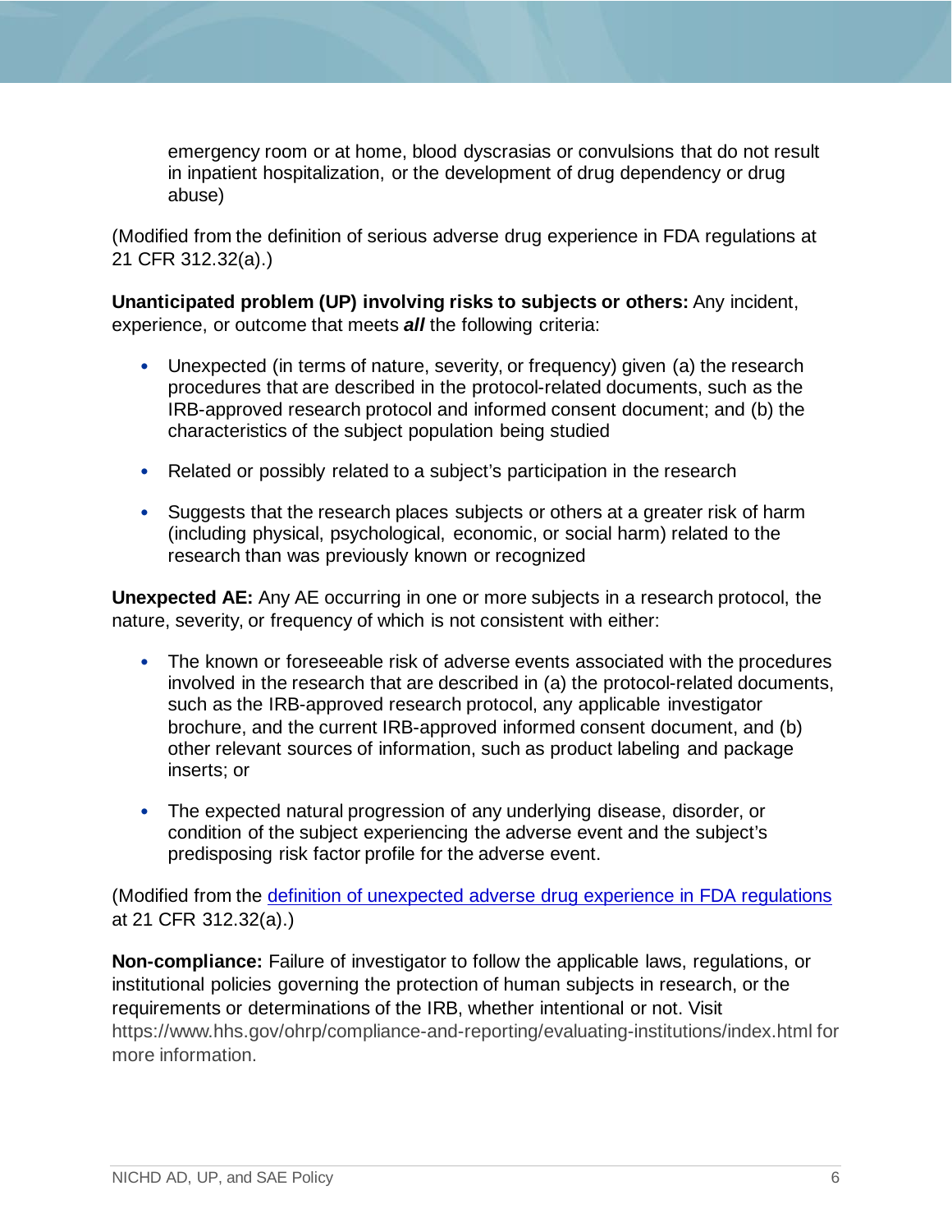emergency room or at home, blood dyscrasias or convulsions that do not result in inpatient hospitalization, or the development of drug dependency or drug abuse)

(Modified from the definition of serious adverse drug experience in FDA regulations at 21 CFR 312.32(a).)

**Unanticipated problem (UP) involving risks to subjects or others:** Any incident, experience, or outcome that meets ***all*** the following criteria:

- Unexpected (in terms of nature, severity, or frequency) given (a) the research procedures that are described in the protocol-related documents, such as the IRB-approved research protocol and informed consent document; and (b) the characteristics of the subject population being studied
- Related or possibly related to a subject's participation in the research
- Suggests that the research places subjects or others at a greater risk of harm (including physical, psychological, economic, or social harm) related to the research than was previously known or recognized

**Unexpected AE:** Any AE occurring in one or more subjects in a research protocol, the nature, severity, or frequency of which is not consistent with either:

- The known or foreseeable risk of adverse events associated with the procedures involved in the research that are described in (a) the protocol-related documents, such as the IRB-approved research protocol, any applicable investigator brochure, and the current IRB-approved informed consent document, and (b) other relevant sources of information, such as product labeling and package inserts; or
- The expected natural progression of any underlying disease, disorder, or condition of the subject experiencing the adverse event and the subject's predisposing risk factor profile for the adverse event.

(Modified from the definition of unexpected adverse drug experience in FDA regulations at 21 CFR 312.32(a).)

**Non-compliance:** Failure of investigator to follow the applicable laws, regulations, or institutional policies governing the protection of human subjects in research, or the requirements or determinations of the IRB, whether intentional or not. Visit https://www.hhs.gov/ohrp/compliance-and-reporting/evaluating-institutions/index.html for more information.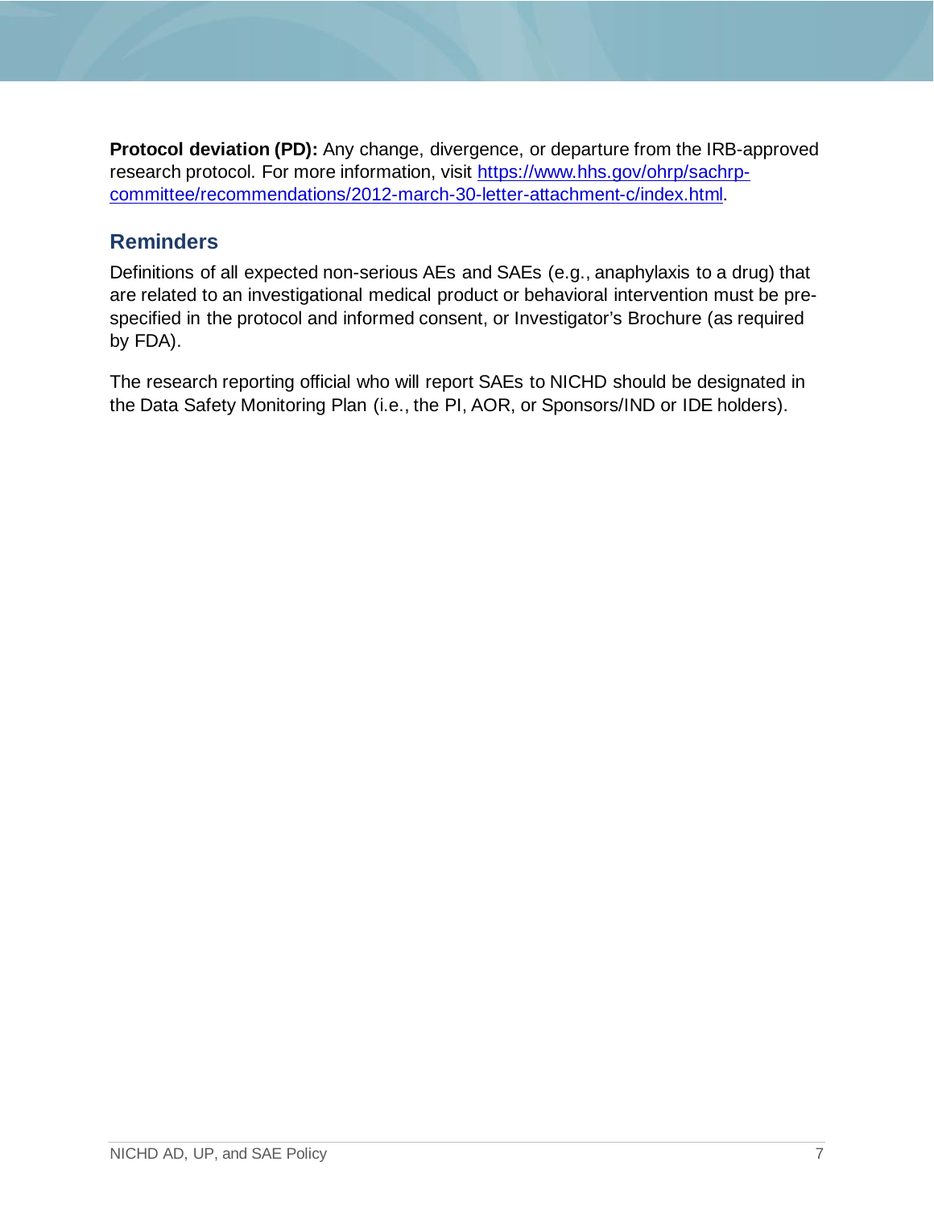**Protocol deviation (PD):** Any change, divergence, or departure from the IRB-approved research protocol. For more information, visit [https://www.hhs.gov/ohrp/sachrp-committee/recommendations/2012-march-30-letter-attachment-c/index.html](https://www.hhs.gov/ohrp/sachrp-committee/recommendations/2012-march-30-letter-attachment-c/index.html).

## Reminders

Definitions of all expected non-serious AEs and SAEs (e.g., anaphylaxis to a drug) that are related to an investigational medical product or behavioral intervention must be pre-specified in the protocol and informed consent, or Investigator's Brochure (as required by FDA).

The research reporting official who will report SAEs to NICHD should be designated in the Data Safety Monitoring Plan (i.e., the PI, AOR, or Sponsors/IND or IDE holders).